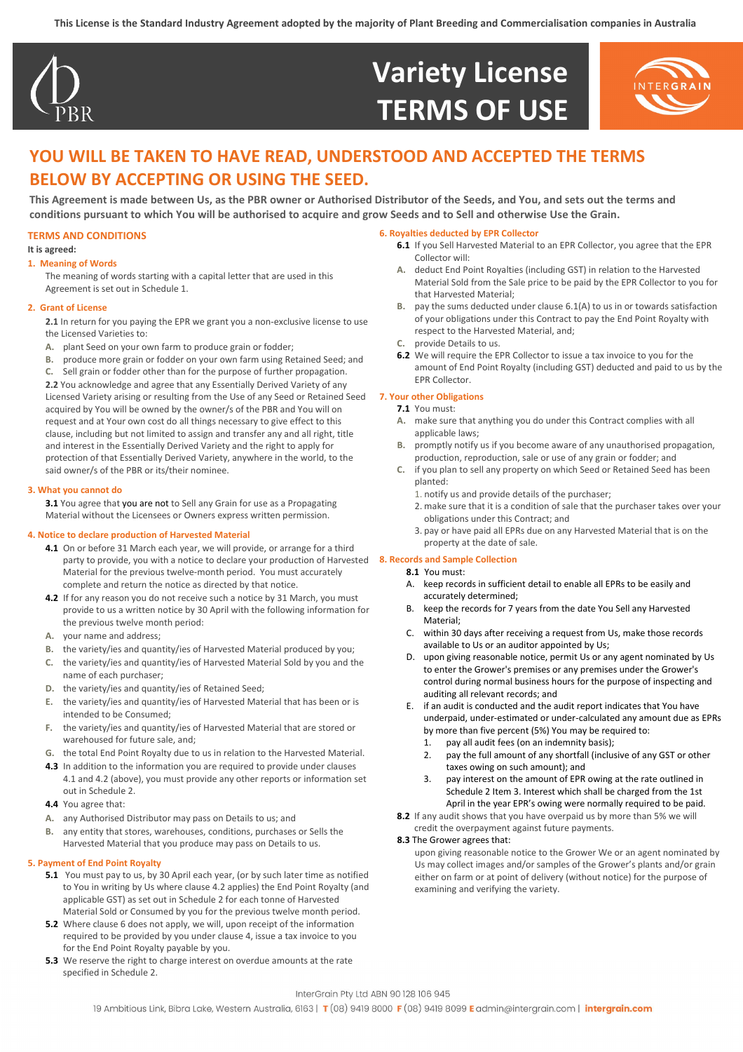This License is the Standard Industry Agreement adopted by the majority of Plant Breeding and Commercialisation companies in Australia

# Variety License TERMS OF USE

## YOU WILL BE TAKEN TO HAVE READ, UNDERSTOOD AND ACCEPTED THE TERMS BELOW BY ACCEPTING OR USING THE SEED.

**This Agreement is made between Us, as the PBR owner or Authorised Distributor of the Seeds, and You, and sets out the terms and conditions pursuant to which You will be authorised to acquire and grow Seeds and to Sell and otherwise Use the Grain.**

### TERMS AND CONDITIONS

**It is agreed:**

#### 1. Meaning of Words

The meaning of words starting with a capital letter that are used in this Agreement is set out in Schedule 1.

#### 2. Grant of License

**2.1** In return for you paying the EPR we grant you a non-exclusive license to use the Licensed Varieties to:

A. plant Seed on your own farm to produce grain or fodder;
B. produce more grain or fodder on your own farm using Retained Seed; and
C. Sell grain or fodder other than for the purpose of further propagation.

**2.2** You acknowledge and agree that any Essentially Derived Variety of any Licensed Variety arising or resulting from the Use of any Seed or Retained Seed acquired by You will be owned by the owner/s of the PBR and You will on request and at Your own cost do all things necessary to give effect to this clause, including but not limited to assign and transfer any and all right, title and interest in the Essentially Derived Variety and the right to apply for protection of that Essentially Derived Variety, anywhere in the world, to the said owner/s of the PBR or its/their nominee.

#### 3. What you cannot do

**3.1** You agree that you are not to Sell any Grain for use as a Propagating Material without the Licensees or Owners express written permission.

#### 4. Notice to declare production of Harvested Material

**4.1** On or before 31 March each year, we will provide, or arrange for a third party to provide, you with a notice to declare your production of Harvested Material for the previous twelve-month period. You must accurately complete and return the notice as directed by that notice.

**4.2** If for any reason you do not receive such a notice by 31 March, you must provide to us a written notice by 30 April with the following information for the previous twelve month period:

A. your name and address;
B. the variety/ies and quantity/ies of Harvested Material produced by you;
C. the variety/ies and quantity/ies of Harvested Material Sold by you and the name of each purchaser;
D. the variety/ies and quantity/ies of Retained Seed;
E. the variety/ies and quantity/ies of Harvested Material that has been or is intended to be Consumed;
F. the variety/ies and quantity/ies of Harvested Material that are stored or warehoused for future sale, and;
G. the total End Point Royalty due to us in relation to the Harvested Material.

**4.3** In addition to the information you are required to provide under clauses 4.1 and 4.2 (above), you must provide any other reports or information set out in Schedule 2.

**4.4** You agree that:

A. any Authorised Distributor may pass on Details to us; and
B. any entity that stores, warehouses, conditions, purchases or Sells the Harvested Material that you produce may pass on Details to us.

#### 5. Payment of End Point Royalty

**5.1** You must pay to us, by 30 April each year, (or by such later time as notified to You in writing by Us where clause 4.2 applied) the End Point Royalty (and applicable GST) as set out in Schedule 2 for each tonne of Harvested Material Sold or Consumed by you for the previous twelve month period.

**5.2** Where clause 6 does not apply, we will, upon receipt of the information required to be provided by you under clause 4, issue a tax invoice to you for the End Point Royalty payable by you.

**5.3** We reserve the right to charge interest on overdue amounts at the rate specified in Schedule 2.

#### 6. Royalties deducted by EPR Collector

**6.1** If you Sell Harvested Material to an EPR Collector, you agree that the EPR Collector will:

A. deduct End Point Royalties (including GST) in relation to the Harvested Material Sold from the Sale price to be paid by the EPR Collector to you for that Harvested Material;
B. pay the sums deducted under clause 6.1(A) to us in or towards satisfaction of your obligations under this Contract to pay the End Point Royalty with respect to the Harvested Material, and;
C. provide Details to us.

**6.2** We will require the EPR Collector to issue a tax invoice to you for the amount of End Point Royalty (including GST) deducted and paid to us by the EPR Collector.

#### 7. Your other Obligations

**7.1** You must:

A. make sure that anything you do under this Contract complies with all applicable laws;
B. promptly notify us if you become aware of any unauthorised propagation, production, reproduction, sale or use of any grain or fodder; and
C. if you plan to sell any property on which Seed or Retained Seed has been planted:
   1. notify us and provide details of the purchaser;
   2. make sure that it is a condition of sale that the purchaser takes over your obligations under this Contract; and
   3. pay or have paid all EPRs due on any Harvested Material that is on the property at the date of sale.

#### 8. Records and Sample Collection

**8.1** You must:

A. keep records in sufficient detail to enable all EPRs to be easily and accurately determined;
B. keep the records for 7 years from the date You Sell any Harvested Material;
C. within 30 days after receiving a request from Us, make those records available to Us or an auditor appointed by Us;
D. upon giving reasonable notice, permit Us or any agent nominated by Us to enter the Grower's premises or any premises under the Grower's control during normal business hours for the purpose of inspecting and auditing all relevant records; and
E. if an audit is conducted and the audit report indicates that You have underpaid, under-estimated or under-calculated any amount due as EPRs by more than five percent (5%) You may be required to:
   1. pay all audit fees (on an indemnity basis);
   2. pay the full amount of any shortfall (inclusive of any GST or other taxes owing on such amount); and
   3. pay interest on the amount of EPR owing at the rate outlined in Schedule 2 Item 3. Interest which shall be charged from the 1st April in the year EPR's owing were normally required to be paid.

**8.2** If any audit shows that you have overpaid us by more than 5% we will credit the overpayment against future payments.

**8.3** The Grower agrees that:

upon giving reasonable notice to the Grower We or an agent nominated by Us may collect images and/or samples of the Grower's plants and/or grain either on farm or at point of delivery (without notice) for the purpose of examining and verifying the variety.

InterGrain Pty Ltd ABN 90 128 106 945
19 Ambitious Link, Bibra Lake, Western Australia, 6163 | T (08) 9419 8000 F (08) 9419 8099 E admin@intergrain.com | intergrain.com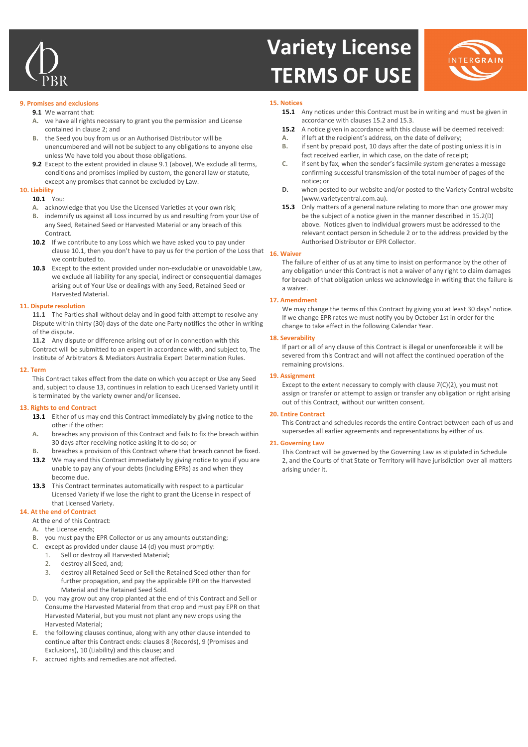## 9. Promises and exclusions

**9.1** We warrant that:

A. we have all rights necessary to grant you the permission and License contained in clause 2; and

B. the Seed you buy from us or an Authorised Distributor will be unencumbered and will not be subject to any obligations to anyone else unless We have told you about those obligations.

**9.2** Except to the extent provided in clause 9.1 (above), We exclude all terms, conditions and promises implied by custom, the general law or statute, except any promises that cannot be excluded by Law.

## 10. Liability

**10.1** You:

A. acknowledge that you Use the Licensed Varieties at your own risk;

B. indemnify us against all Loss incurred by us and resulting from your Use of any Seed, Retained Seed or Harvested Material or any breach of this Contract.

**10.2** If we contribute to any Loss which we have asked you to pay under clause 10.1, then you don't have to pay us for the portion of the Loss that we contributed to.

**10.3** Except to the extent provided under non-excludable or unavoidable Law, we exclude all liability for any special, indirect or consequential damages arising out of Your Use or dealings with any Seed, Retained Seed or Harvested Material.

## 11. Dispute resolution

**11.1** The Parties shall without delay and in good faith attempt to resolve any Dispute within thirty (30) days of the date one Party notifies the other in writing of the dispute.

**11.2** Any dispute or difference arising out of or in connection with this Contract will be submitted to an expert in accordance with, and subject to, The Institute of Arbitrators & Mediators Australia Expert Determination Rules.

## 12. Term

This Contract takes effect from the date on which you accept or Use any Seed and, subject to clause 13, continues in relation to each Licensed Variety until it is terminated by the variety owner and/or licensee.

## 13. Rights to end Contract

**13.1** Either of us may end this Contract immediately by giving notice to the other if the other:

A. breaches any provision of this Contract and fails to fix the breach within 30 days after receiving notice asking it to do so; or

B. breaches a provision of this Contract where that breach cannot be fixed.

**13.2** We may end this Contract immediately by giving notice to you if you are unable to pay any of your debts (including EPRs) as and when they become due.

**13.3** This Contract terminates automatically with respect to a particular Licensed Variety if we lose the right to grant the License in respect of that Licensed Variety.

## 14. At the end of Contract

At the end of this Contract:

A. the License ends;

B. you must pay the EPR Collector or us any amounts outstanding;

C. except as provided under clause 14 (d) you must promptly:

1. Sell or destroy all Harvested Material;
2. destroy all Seed, and;
3. destroy all Retained Seed or Sell the Retained Seed other than for further propagation, and pay the applicable EPR on the Harvested Material and the Retained Seed Sold.

D. you may grow out any crop planted at the end of this Contract and Sell or Consume the Harvested Material from that crop and must pay EPR on that Harvested Material, but you must not plant any new crops using the Harvested Material;

E. the following clauses continue, along with any other clause intended to continue after this Contract ends: clauses 8 (Records), 9 (Promises and Exclusions), 10 (Liability) and this clause; and

F. accrued rights and remedies are not affected.

## 15. Notices

**15.1** Any notices under this Contract must be in writing and must be given in accordance with clauses 15.2 and 15.3.

**15.2** A notice given in accordance with this clause will be deemed received:

A. if left at the recipient's address, on the date of delivery;

B. if sent by prepaid post, 10 days after the date of posting unless it is in fact received earlier, in which case, on the date of receipt;

C. if sent by fax, when the sender's facsimile system generates a message confirming successful transmission of the total number of pages of the notice; or

D. when posted to our website and/or posted to the Variety Central website (www.varietycentral.com.au).

**15.3** Only matters of a general nature relating to more than one grower may be the subject of a notice given in the manner described in 15.2(D) above. Notices given to individual growers must be addressed to the relevant contact person in Schedule 2 or to the address provided by the Authorised Distributor or EPR Collector.

## 16. Waiver

The failure of either of us at any time to insist on performance by the other of any obligation under this Contract is not a waiver of any right to claim damages for breach of that obligation unless we acknowledge in writing that the failure is a waiver.

## 17. Amendment

We may change the terms of this Contract by giving you at least 30 days' notice. If we change EPR rates we must notify you by October 1st in order for the change to take effect in the following Calendar Year.

## 18. Severability

If part or all of any clause of this Contract is illegal or unenforceable it will be severed from this Contract and will not affect the continued operation of the remaining provisions.

## 19. Assignment

Except to the extent necessary to comply with clause 7(C)(2), you must not assign or transfer or attempt to assign or transfer any obligation or right arising out of this Contract, without our written consent.

## 20. Entire Contract

This Contract and schedules records the entire Contract between each of us and supersedes all earlier agreements and representations by either of us.

## 21. Governing Law

This Contract will be governed by the Governing Law as stipulated in Schedule 2, and the Courts of that State or Territory will have jurisdiction over all matters arising under it.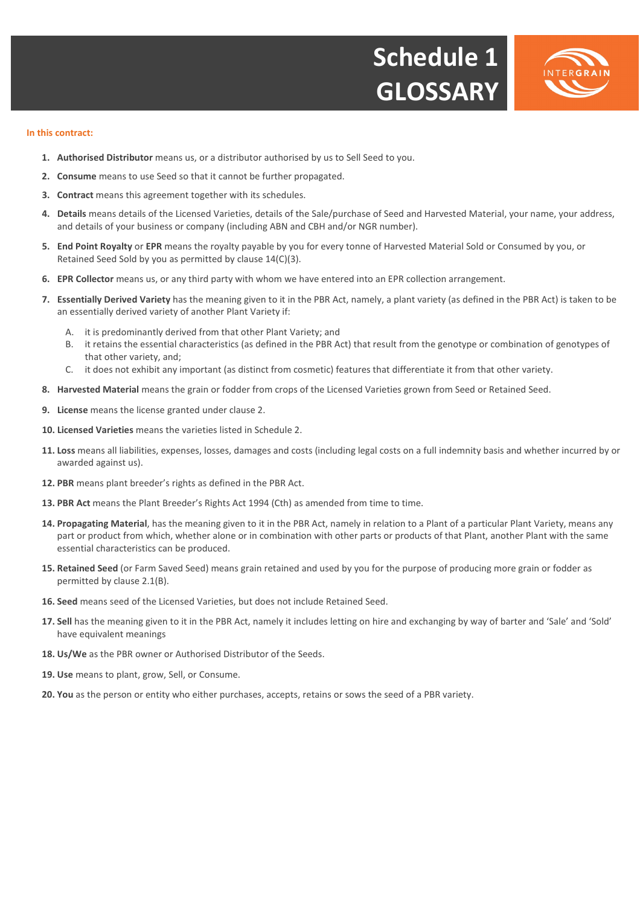# Schedule 1 GLOSSARY

**In this contract:**

1. **Authorised Distributor** means us, or a distributor authorised by us to Sell Seed to you.
2. **Consume** means to use Seed so that it cannot be further propagated.
3. **Contract** means this agreement together with its schedules.
4. **Details** means details of the Licensed Varieties, details of the Sale/purchase of Seed and Harvested Material, your name, your address, and details of your business or company (including ABN and CBH and/or NGR number).
5. **End Point Royalty** or **EPR** means the royalty payable by you for every tonne of Harvested Material Sold or Consumed by you, or Retained Seed Sold by you as permitted by clause 14(C)(3).
6. **EPR Collector** means us, or any third party with whom we have entered into an EPR collection arrangement.
7. **Essentially Derived Variety** has the meaning given to it in the PBR Act, namely, a plant variety (as defined in the PBR Act) is taken to be an essentially derived variety of another Plant Variety if:
   - A. it is predominantly derived from that other Plant Variety; and
   - B. it retains the essential characteristics (as defined in the PBR Act) that result from the genotype or combination of genotypes of that other variety, and;
   - C. it does not exhibit any important (as distinct from cosmetic) features that differentiate it from that other variety.
8. **Harvested Material** means the grain or fodder from crops of the Licensed Varieties grown from Seed or Retained Seed.
9. **License** means the license granted under clause 2.
10. **Licensed Varieties** means the varieties listed in Schedule 2.
11. **Loss** means all liabilities, expenses, losses, damages and costs (including legal costs on a full indemnity basis and whether incurred by or awarded against us).
12. **PBR** means plant breeder's rights as defined in the PBR Act.
13. **PBR Act** means the Plant Breeder's Rights Act 1994 (Cth) as amended from time to time.
14. **Propagating Material**, has the meaning given to it in the PBR Act, namely in relation to a Plant of a particular Plant Variety, means any part or product from which, whether alone or in combination with other parts or products of that Plant, another Plant with the same essential characteristics can be produced.
15. **Retained Seed** (or Farm Saved Seed) means grain retained and used by you for the purpose of producing more grain or fodder as permitted by clause 2.1(B).
16. **Seed** means seed of the Licensed Varieties, but does not include Retained Seed.
17. **Sell** has the meaning given to it in the PBR Act, namely it includes letting on hire and exchanging by way of barter and 'Sale' and 'Sold' have equivalent meanings
18. **Us/We** as the PBR owner or Authorised Distributor of the Seeds.
19. **Use** means to plant, grow, Sell, or Consume.
20. **You** as the person or entity who either purchases, accepts, retains or sows the seed of a PBR variety.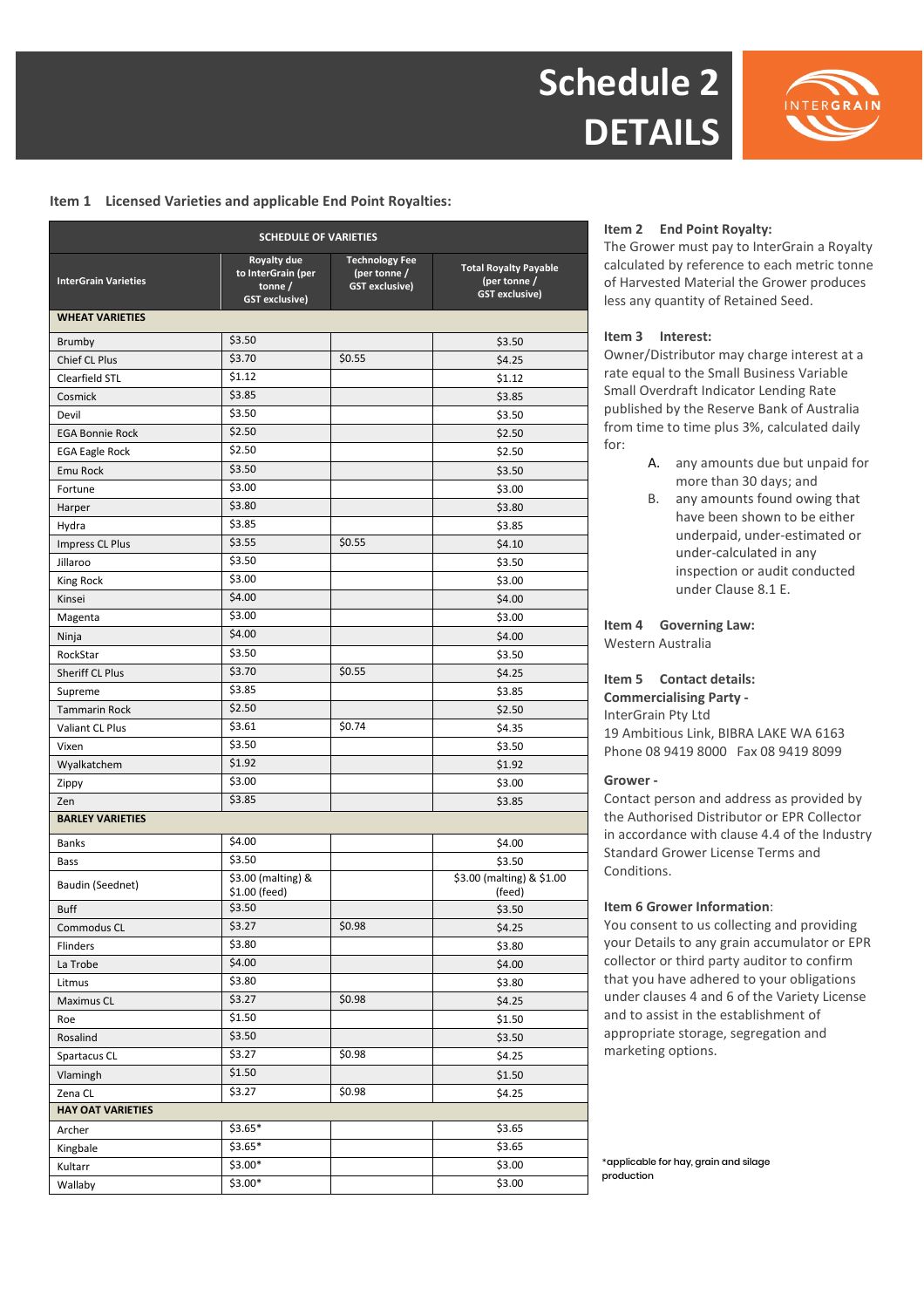# Schedule 2 DETAILS

INTERGRAIN

### Item 1 Licensed Varieties and applicable End Point Royalties:

| SCHEDULE OF VARIETIES | | | |
|---|---|---|---|
| **InterGrain Varieties** | **Royalty due to InterGrain (per tonne / GST exclusive)** | **Technology Fee (per tonne / GST exclusive)** | **Total Royalty Payable (per tonne / GST exclusive)** |
| **WHEAT VARIETIES** | | | |
| Brumby | $3.50 | | $3.50 |
| Chief CL Plus | $3.70 | $0.55 | $4.25 |
| Clearfield STL | $1.12 | | $1.12 |
| Cosmick | $3.85 | | $3.85 |
| Devil | $3.50 | | $3.50 |
| EGA Bonnie Rock | $2.50 | | $2.50 |
| EGA Eagle Rock | $2.50 | | $2.50 |
| Emu Rock | $3.50 | | $3.50 |
| Fortune | $3.00 | | $3.00 |
| Harper | $3.80 | | $3.80 |
| Hydra | $3.85 | | $3.85 |
| Impress CL Plus | $3.55 | $0.55 | $4.10 |
| Jillaroo | $3.50 | | $3.50 |
| King Rock | $3.00 | | $3.00 |
| Kinsei | $4.00 | | $4.00 |
| Magenta | $3.00 | | $3.00 |
| Ninja | $4.00 | | $4.00 |
| RockStar | $3.50 | | $3.50 |
| Sheriff CL Plus | $3.70 | $0.55 | $4.25 |
| Supreme | $3.85 | | $3.85 |
| Tammarin Rock | $2.50 | | $2.50 |
| Valiant CL Plus | $3.61 | $0.74 | $4.35 |
| Vixen | $3.50 | | $3.50 |
| Wyalkatchem | $1.92 | | $1.92 |
| Zippy | $3.00 | | $3.00 |
| Zen | $3.85 | | $3.85 |
| **BARLEY VARIETIES** | | | |
| Banks | $4.00 | | $4.00 |
| Bass | $3.50 | | $3.50 |
| Baudin (Seednet) | $3.00 (malting) & $1.00 (feed) | | $3.00 (malting) & $1.00 (feed) |
| Buff | $3.50 | | $3.50 |
| Commodus CL | $3.27 | $0.98 | $4.25 |
| Flinders | $3.80 | | $3.80 |
| La Trobe | $4.00 | | $4.00 |
| Litmus | $3.80 | | $3.80 |
| Maximus CL | $3.27 | $0.98 | $4.25 |
| Roe | $1.50 | | $1.50 |
| Rosalind | $3.50 | | $3.50 |
| Spartacus CL | $3.27 | $0.98 | $4.25 |
| Vlamingh | $1.50 | | $1.50 |
| Zena CL | $3.27 | $0.98 | $4.25 |
| **HAY OAT VARIETIES** | | | |
| Archer | $3.65* | | $3.65 |
| Kingbale | $3.65* | | $3.65 |
| Kultarr | $3.00* | | $3.00 |
| Wallaby | $3.00* | | $3.00 |

*applicable for hay, grain and silage production

### Item 2 End Point Royalty:

The Grower must pay to InterGrain a Royalty calculated by reference to each metric tonne of Harvested Material the Grower produces less any quantity of Retained Seed.

### Item 3 Interest:

Owner/Distributor may charge interest at a rate equal to the Small Business Variable Small Overdraft Indicator Lending Rate published by the Reserve Bank of Australia from time to time plus 3%, calculated daily for:

A. any amounts due but unpaid for more than 30 days; and

B. any amounts found owing that have been shown to be either underpaid, under-estimated or under-calculated in any inspection or audit conducted under Clause 8.1 E.

### Item 4 Governing Law:

Western Australia

### Item 5 Contact details:

**Commercialising Party -**

InterGrain Pty Ltd
19 Ambitious Link, BIBRA LAKE WA 6163
Phone 08 9419 8000 Fax 08 9419 8099

**Grower -**

Contact person and address as provided by the Authorised Distributor or EPR Collector in accordance with clause 4.4 of the Industry Standard Grower License Terms and Conditions.

### Item 6 Grower Information:

You consent to us collecting and providing your Details to any grain accumulator or EPR collector or third party auditor to confirm that you have adhered to your obligations under clauses 4 and 6 of the Variety License and to assist in the establishment of appropriate storage, segregation and marketing options.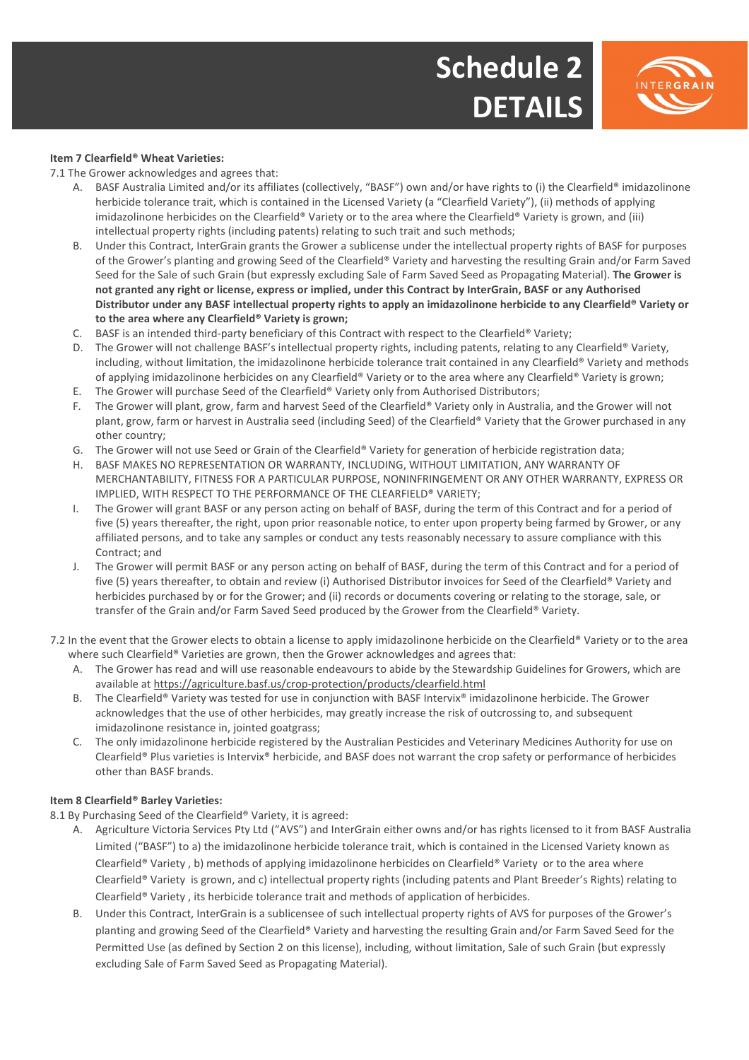# Schedule 2 DETAILS

**Item 7 Clearfield® Wheat Varieties:**

7.1 The Grower acknowledges and agrees that:

A. BASF Australia Limited and/or its affiliates (collectively, "BASF") own and/or have rights to (i) the Clearfield® imidazolinone herbicide tolerance trait, which is contained in the Licensed Variety (a "Clearfield Variety"), (ii) methods of applying imidazolinone herbicides on the Clearfield® Variety or to the area where the Clearfield® Variety is grown, and (iii) intellectual property rights (including patents) relating to such trait and such methods;

B. Under this Contract, InterGrain grants the Grower a sublicense under the intellectual property rights of BASF for purposes of the Grower's planting and growing Seed of the Clearfield® Variety and harvesting the resulting Grain and/or Farm Saved Seed for the Sale of such Grain (but expressly excluding Sale of Farm Saved Seed as Propagating Material). **The Grower is not granted any right or license, express or implied, under this Contract by InterGrain, BASF or any Authorised Distributor under any BASF intellectual property rights to apply an imidazolinone herbicide to any Clearfield® Variety or to the area where any Clearfield® Variety is grown;**

C. BASF is an intended third-party beneficiary of this Contract with respect to the Clearfield® Variety;

D. The Grower will not challenge BASF's intellectual property rights, including patents, relating to any Clearfield® Variety, including, without limitation, the imidazolinone herbicide tolerance trait contained in any Clearfield® Variety and methods of applying imidazolinone herbicides on any Clearfield® Variety or to the area where any Clearfield® Variety is grown;

E. The Grower will purchase Seed of the Clearfield® Variety only from Authorised Distributors;

F. The Grower will plant, grow, farm and harvest Seed of the Clearfield® Variety only in Australia, and the Grower will not plant, grow, farm or harvest in Australia seed (including Seed) of the Clearfield® Variety that the Grower purchased in any other country;

G. The Grower will not use Seed or Grain of the Clearfield® Variety for generation of herbicide registration data;

H. BASF MAKES NO REPRESENTATION OR WARRANTY, INCLUDING, WITHOUT LIMITATION, ANY WARRANTY OF MERCHANTABILITY, FITNESS FOR A PARTICULAR PURPOSE, NONINFRINGEMENT OR ANY OTHER WARRANTY, EXPRESS OR IMPLIED, WITH RESPECT TO THE PERFORMANCE OF THE CLEARFIELD® VARIETY;

I. The Grower will grant BASF or any person acting on behalf of BASF, during the term of this Contract and for a period of five (5) years thereafter, the right, upon prior reasonable notice, to enter upon property being farmed by Grower, or any affiliated persons, and to take any samples or conduct any tests reasonably necessary to assure compliance with this Contract; and

J. The Grower will permit BASF or any person acting on behalf of BASF, during the term of this Contract and for a period of five (5) years thereafter, to obtain and review (i) Authorised Distributor invoices for Seed of the Clearfield® Variety and herbicides purchased by or for the Grower; and (ii) records or documents covering or relating to the storage, sale, or transfer of the Grain and/or Farm Saved Seed produced by the Grower from the Clearfield® Variety.

7.2 In the event that the Grower elects to obtain a license to apply imidazolinone herbicide on the Clearfield® Variety or to the area where such Clearfield® Varieties are grown, then the Grower acknowledges and agrees that:

A. The Grower has read and will use reasonable endeavours to abide by the Stewardship Guidelines for Growers, which are available at https://agriculture.basf.us/crop-protection/products/clearfield.html

B. The Clearfield® Variety was tested for use in conjunction with BASF Intervix® imidazolinone herbicide. The Grower acknowledges that the use of other herbicides, may greatly increase the risk of outcrossing to, and subsequent imidazolinone resistance in, jointed goatgrass;

C. The only imidazolinone herbicide registered by the Australian Pesticides and Veterinary Medicines Authority for use on Clearfield® Plus varieties is Intervix® herbicide, and BASF does not warrant the crop safety or performance of herbicides other than BASF brands.

**Item 8 Clearfield® Barley Varieties:**

8.1 By Purchasing Seed of the Clearfield® Variety, it is agreed:

A. Agriculture Victoria Services Pty Ltd ("AVS") and InterGrain either owns and/or has rights licensed to it from BASF Australia Limited ("BASF") to a) the imidazolinone herbicide tolerance trait, which is contained in the Licensed Variety known as Clearfield® Variety , b) methods of applying imidazolinone herbicides on Clearfield® Variety or to the area where Clearfield® Variety is grown, and c) intellectual property rights (including patents and Plant Breeder's Rights) relating to Clearfield® Variety , its herbicide tolerance trait and methods of application of herbicides.

B. Under this Contract, InterGrain is a sublicensee of such intellectual property rights of AVS for purposes of the Grower's planting and growing Seed of the Clearfield® Variety and harvesting the resulting Grain and/or Farm Saved Seed for the Permitted Use (as defined by Section 2 on this license), including, without limitation, Sale of such Grain (but expressly excluding Sale of Farm Saved Seed as Propagating Material).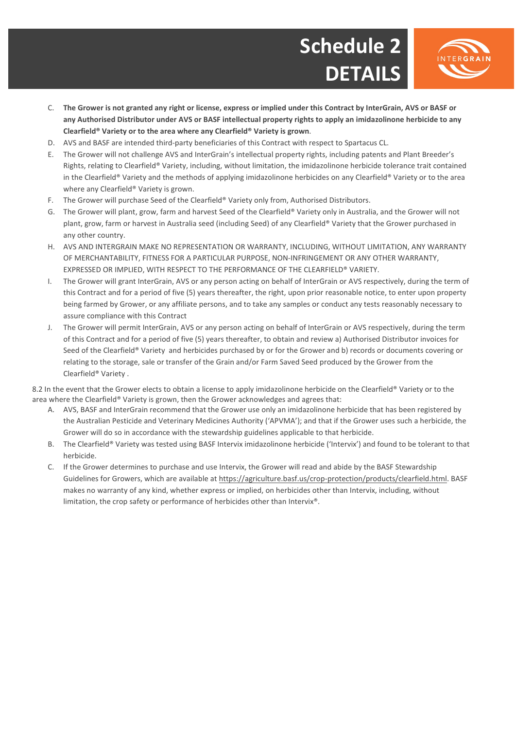C. **The Grower is not granted any right or license, express or implied under this Contract by InterGrain, AVS or BASF or any Authorised Distributor under AVS or BASF intellectual property rights to apply an imidazolinone herbicide to any Clearfield® Variety or to the area where any Clearfield® Variety is grown**.

D. AVS and BASF are intended third-party beneficiaries of this Contract with respect to Spartacus CL.

E. The Grower will not challenge AVS and InterGrain's intellectual property rights, including patents and Plant Breeder's Rights, relating to Clearfield® Variety, including, without limitation, the imidazolinone herbicide tolerance trait contained in the Clearfield® Variety and the methods of applying imidazolinone herbicides on any Clearfield® Variety or to the area where any Clearfield® Variety is grown.

F. The Grower will purchase Seed of the Clearfield® Variety only from, Authorised Distributors.

G. The Grower will plant, grow, farm and harvest Seed of the Clearfield® Variety only in Australia, and the Grower will not plant, grow, farm or harvest in Australia seed (including Seed) of any Clearfield® Variety that the Grower purchased in any other country.

H. AVS AND INTERGRAIN MAKE NO REPRESENTATION OR WARRANTY, INCLUDING, WITHOUT LIMITATION, ANY WARRANTY OF MERCHANTABILITY, FITNESS FOR A PARTICULAR PURPOSE, NON-INFRINGEMENT OR ANY OTHER WARRANTY, EXPRESSED OR IMPLIED, WITH RESPECT TO THE PERFORMANCE OF THE CLEARFIELD® VARIETY.

I. The Grower will grant InterGrain, AVS or any person acting on behalf of InterGrain or AVS respectively, during the term of this Contract and for a period of five (5) years thereafter, the right, upon prior reasonable notice, to enter upon property being farmed by Grower, or any affiliate persons, and to take any samples or conduct any tests reasonably necessary to assure compliance with this Contract

J. The Grower will permit InterGrain, AVS or any person acting on behalf of InterGrain or AVS respectively, during the term of this Contract and for a period of five (5) years thereafter, to obtain and review a) Authorised Distributor invoices for Seed of the Clearfield® Variety and herbicides purchased by or for the Grower and b) records or documents covering or relating to the storage, sale or transfer of the Grain and/or Farm Saved Seed produced by the Grower from the Clearfield® Variety .

8.2 In the event that the Grower elects to obtain a license to apply imidazolinone herbicide on the Clearfield® Variety or to the area where the Clearfield® Variety is grown, then the Grower acknowledges and agrees that:

A. AVS, BASF and InterGrain recommend that the Grower use only an imidazolinone herbicide that has been registered by the Australian Pesticide and Veterinary Medicines Authority ('APVMA'); and that if the Grower uses such a herbicide, the Grower will do so in accordance with the stewardship guidelines applicable to that herbicide.

B. The Clearfield® Variety was tested using BASF Intervix imidazolinone herbicide ('Intervix') and found to be tolerant to that herbicide.

C. If the Grower determines to purchase and use Intervix, the Grower will read and abide by the BASF Stewardship Guidelines for Growers, which are available at https://agriculture.basf.us/crop-protection/products/clearfield.html. BASF makes no warranty of any kind, whether express or implied, on herbicides other than Intervix, including, without limitation, the crop safety or performance of herbicides other than Intervix®.